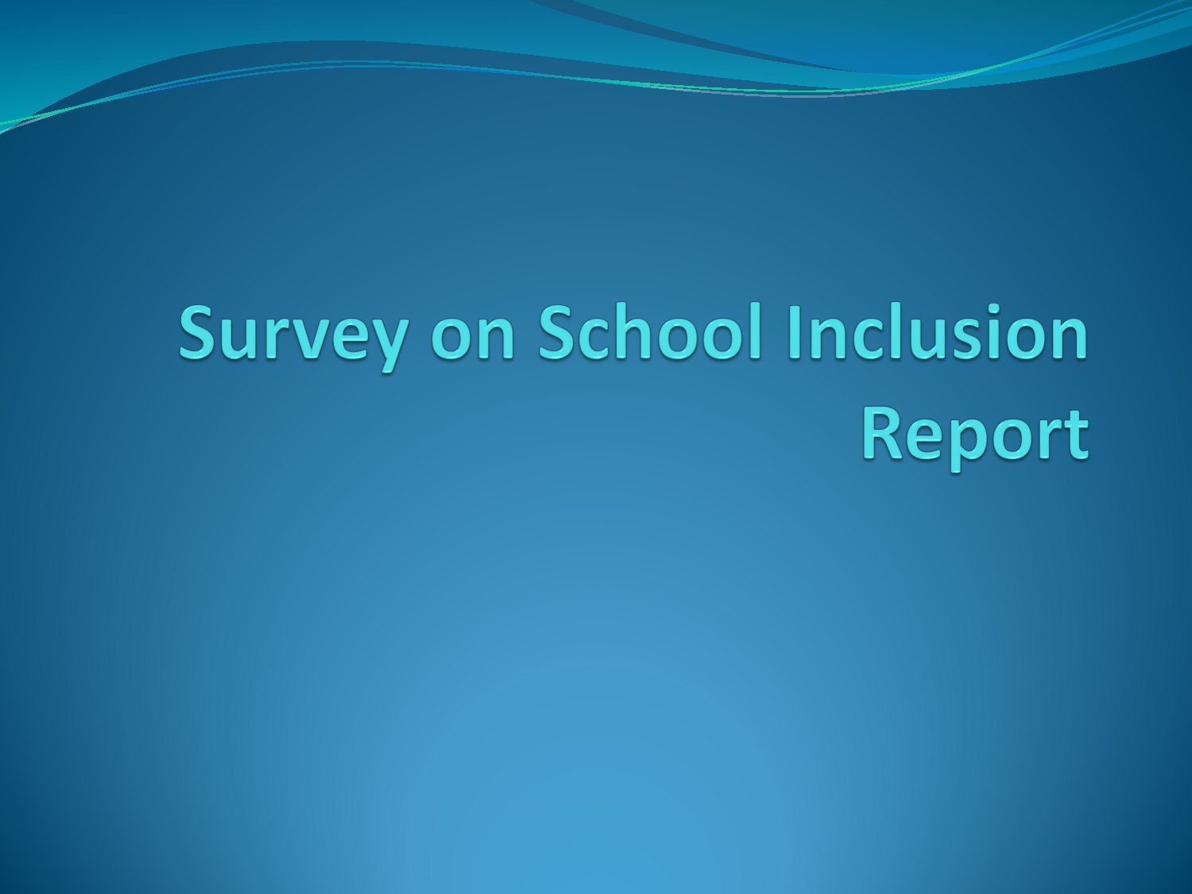# Survey on School Inclusion Report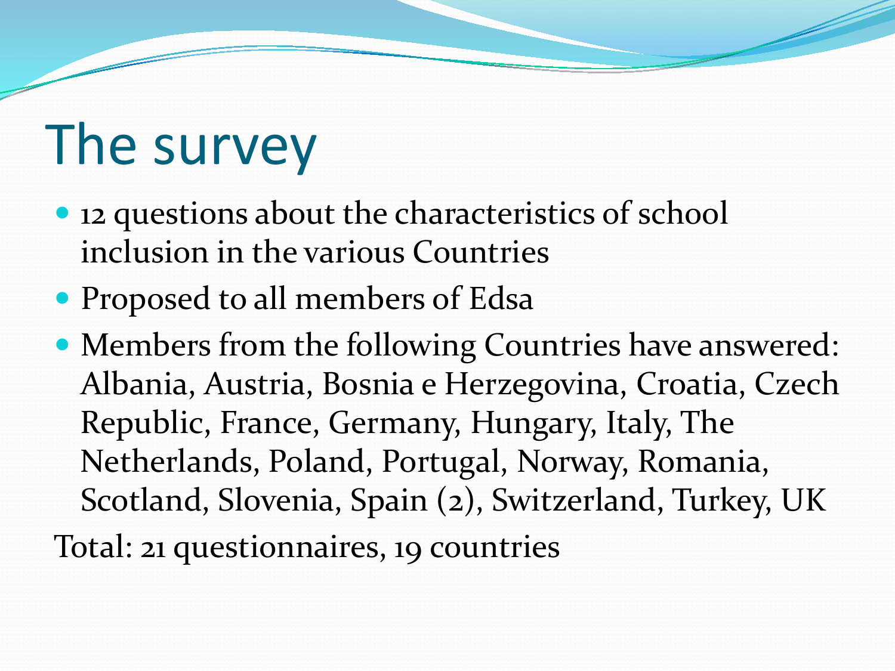# The survey

- 12 questions about the characteristics of school inclusion in the various Countries
- Proposed to all members of Edsa
- Members from the following Countries have answered: Albania, Austria, Bosnia e Herzegovina, Croatia, Czech Republic, France, Germany, Hungary, Italy, The Netherlands, Poland, Portugal, Norway, Romania, Scotland, Slovenia, Spain (2), Switzerland, Turkey, UK

Total: 21 questionnaires, 19 countries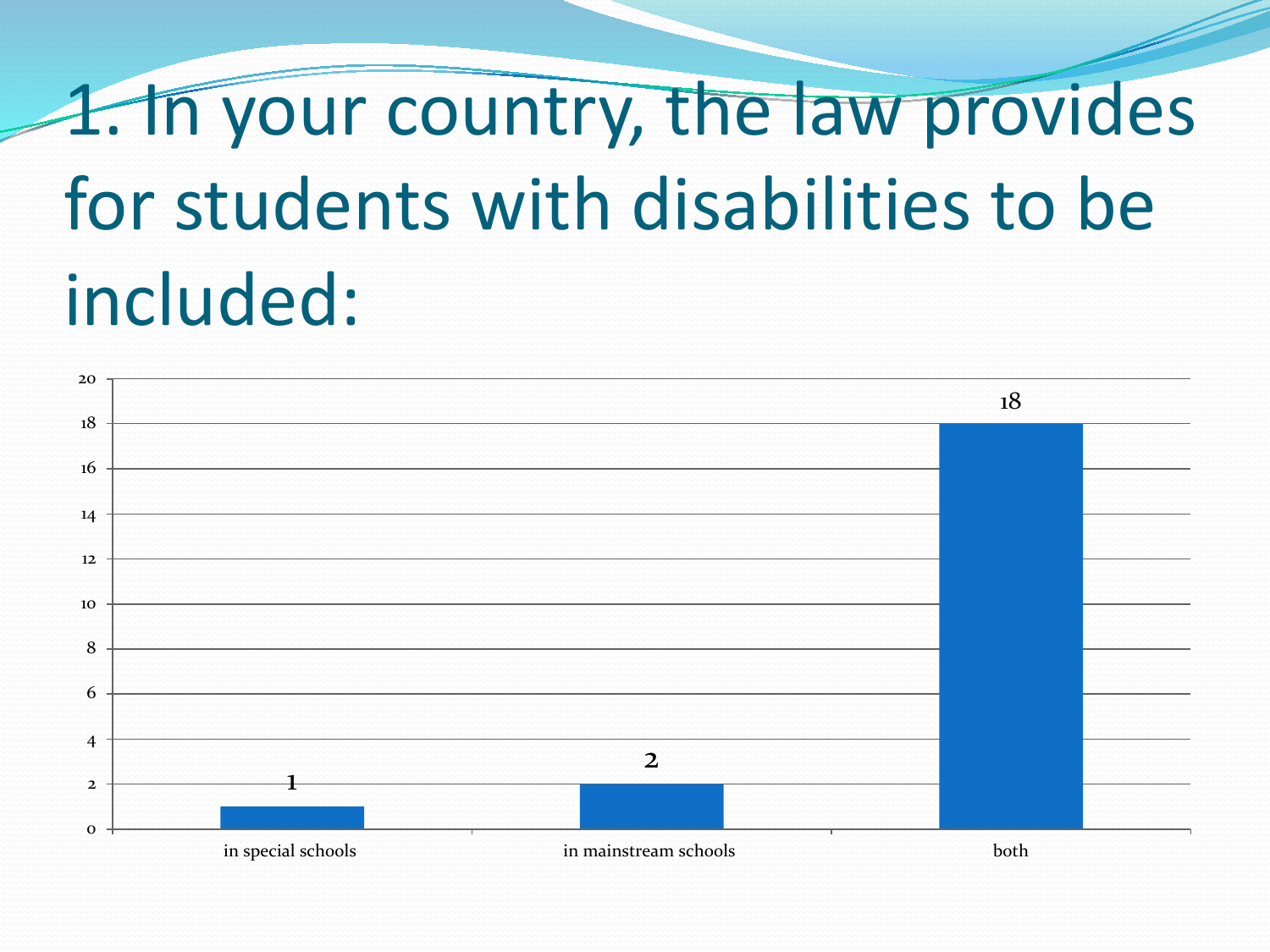# 1. In your country, the law provides for students with disabilities to be included:

| Category | Value |
|---|---|
| in special schools | 1 |
| in mainstream schools | 2 |
| both | 18 |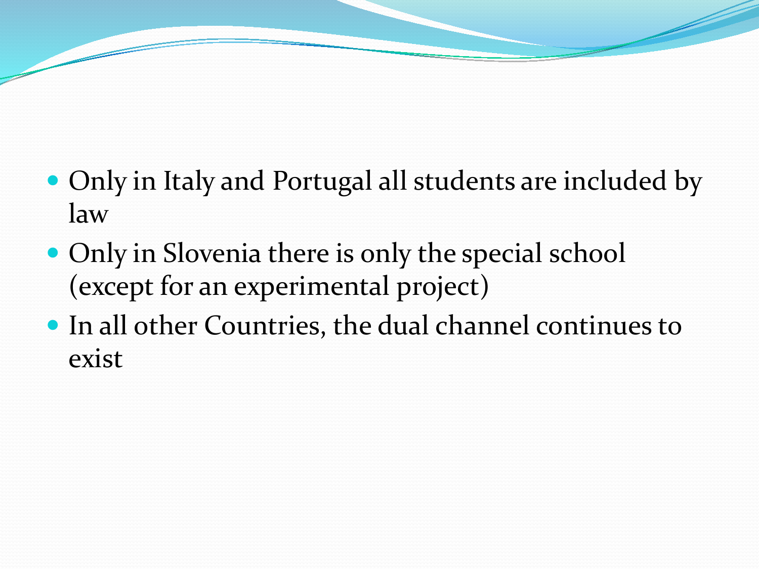- Only in Italy and Portugal all students are included by law
- Only in Slovenia there is only the special school (except for an experimental project)
- In all other Countries, the dual channel continues to exist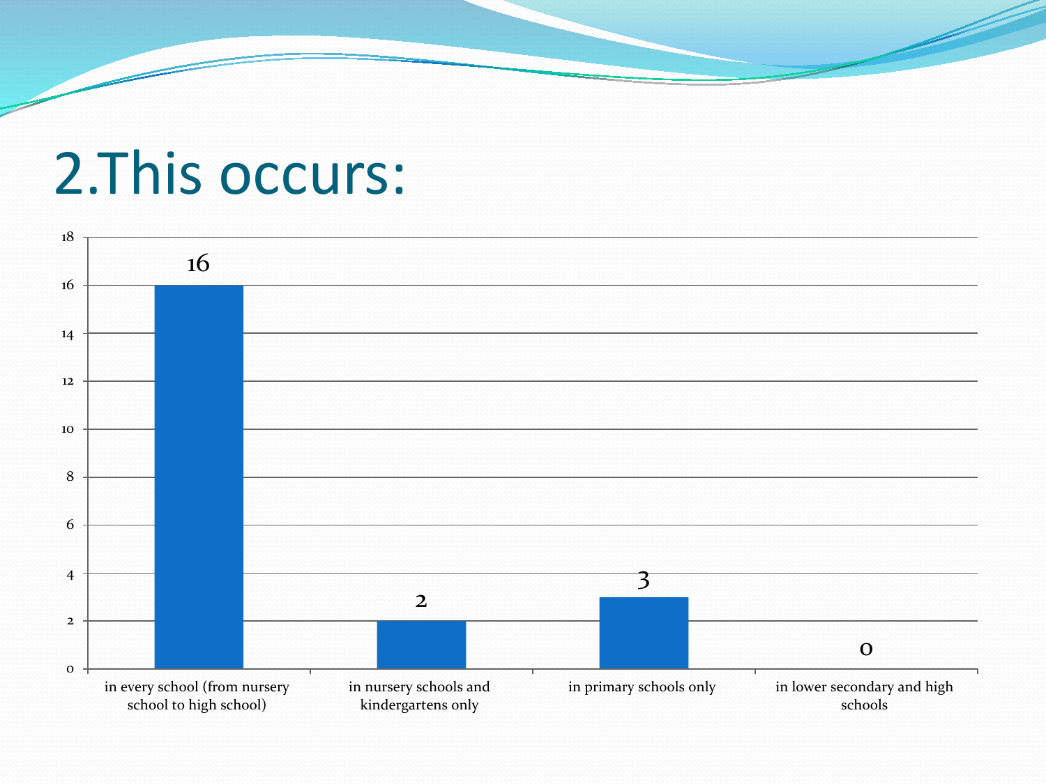# 2.This occurs:

| Category | Value |
| --- | --- |
| in every school (from nursery school to high school) | 16 |
| in nursery schools and kindergartens only | 2 |
| in primary schools only | 3 |
| in lower secondary and high schools | 0 |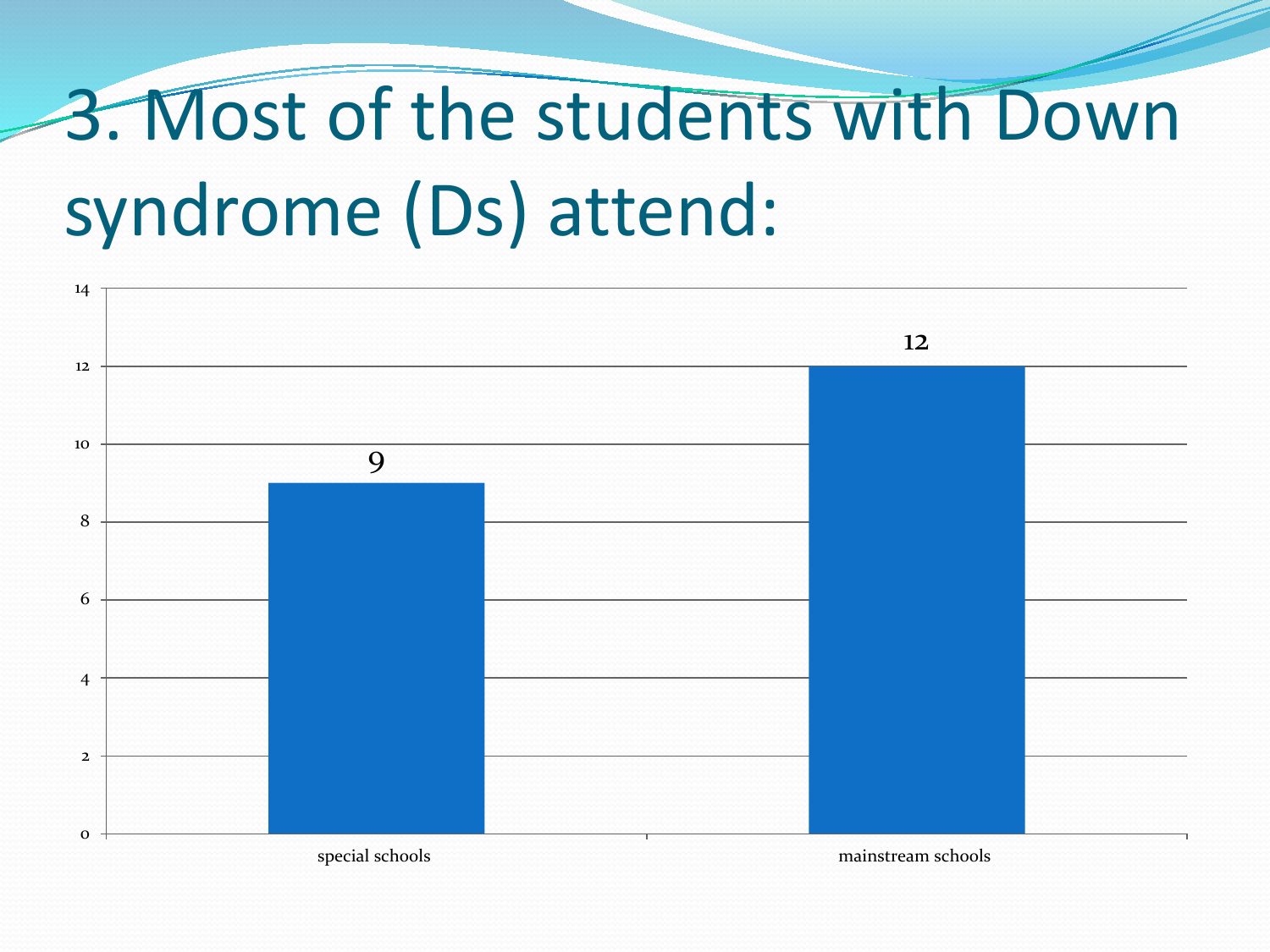# 3. Most of the students with Down syndrome (Ds) attend:

| | Count |
|---|---|
| special schools | 9 |
| mainstream schools | 12 |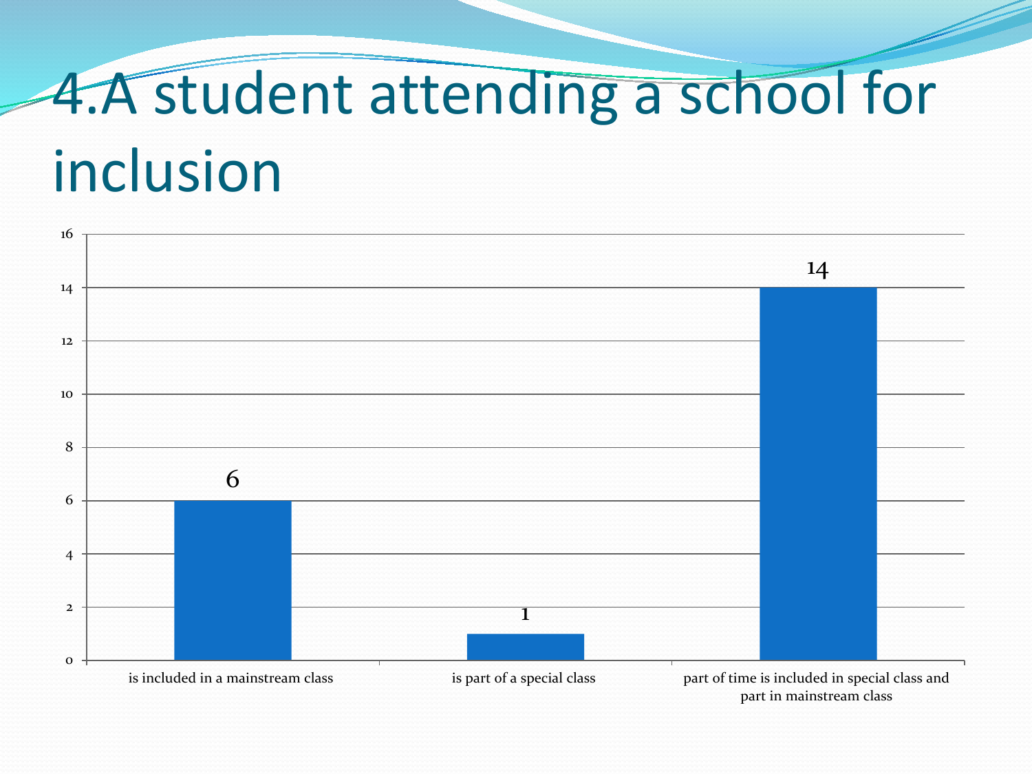# 4.A student attending a school for inclusion

| Category | Value |
| --- | --- |
| is included in a mainstream class | 6 |
| is part of a special class | 1 |
| part of time is included in special class and part in mainstream class | 14 |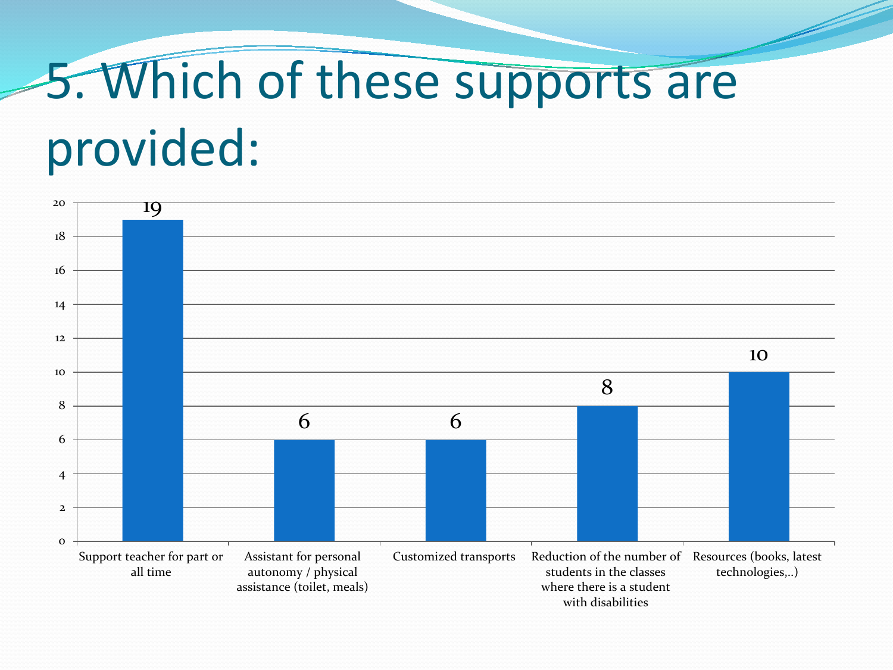# 5. Which of these supports are provided:

| Support | Count |
| --- | --- |
| Support teacher for part or all time | 19 |
| Assistant for personal autonomy / physical assistance (toilet, meals) | 6 |
| Customized transports | 6 |
| Reduction of the number of students in the classes where there is a student with disabilities | 8 |
| Resources (books, latest technologies,..) | 10 |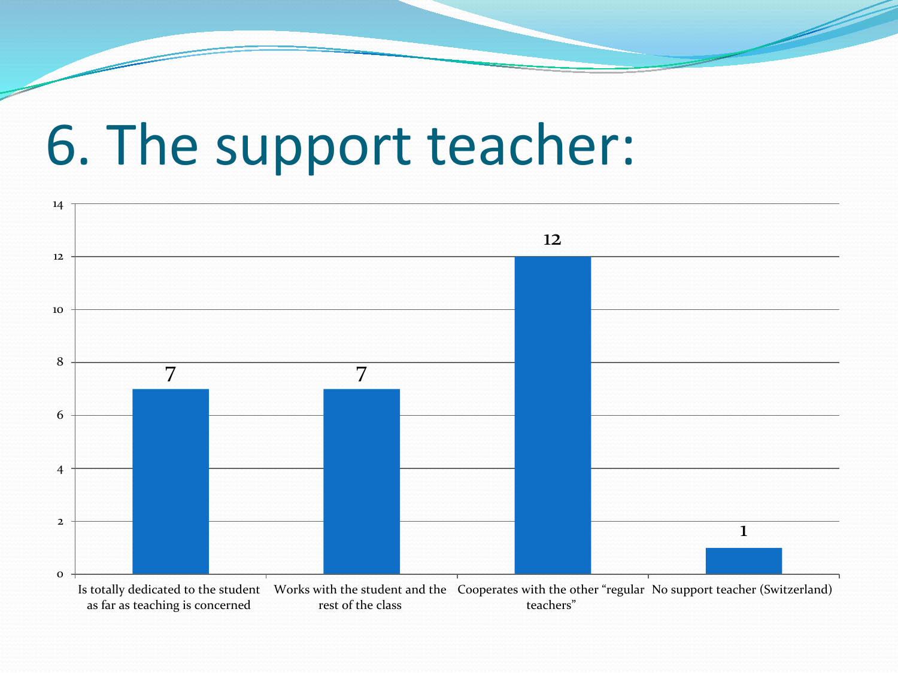# 6. The support teacher:

| Category | Value |
| --- | --- |
| Is totally dedicated to the student as far as teaching is concerned | 7 |
| Works with the student and the rest of the class | 7 |
| Cooperates with the other “regular teachers” | 12 |
| No support teacher (Switzerland) | 1 |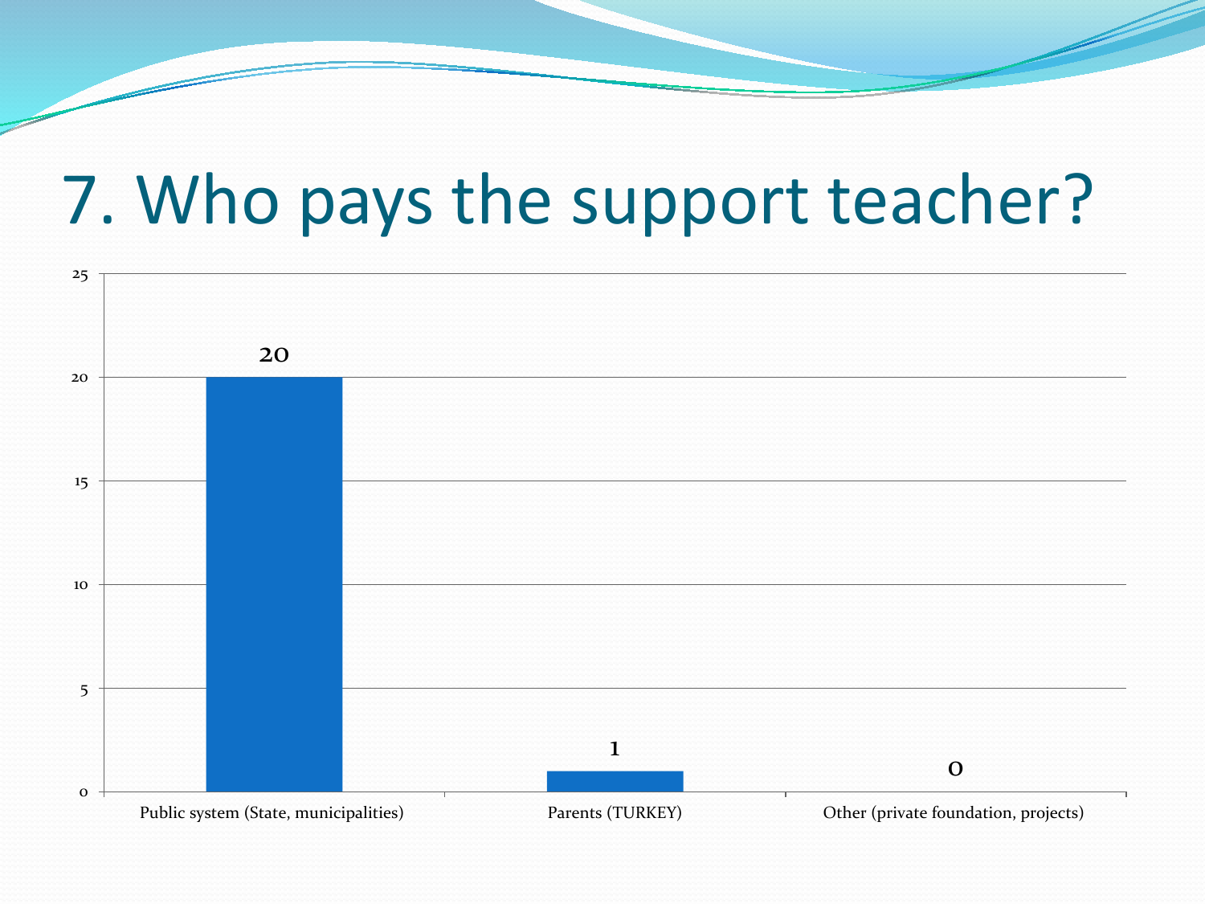# 7. Who pays the support teacher?

| Category | Value |
|---|---|
| Public system (State, municipalities) | 20 |
| Parents (TURKEY) | 1 |
| Other (private foundation, projects) | 0 |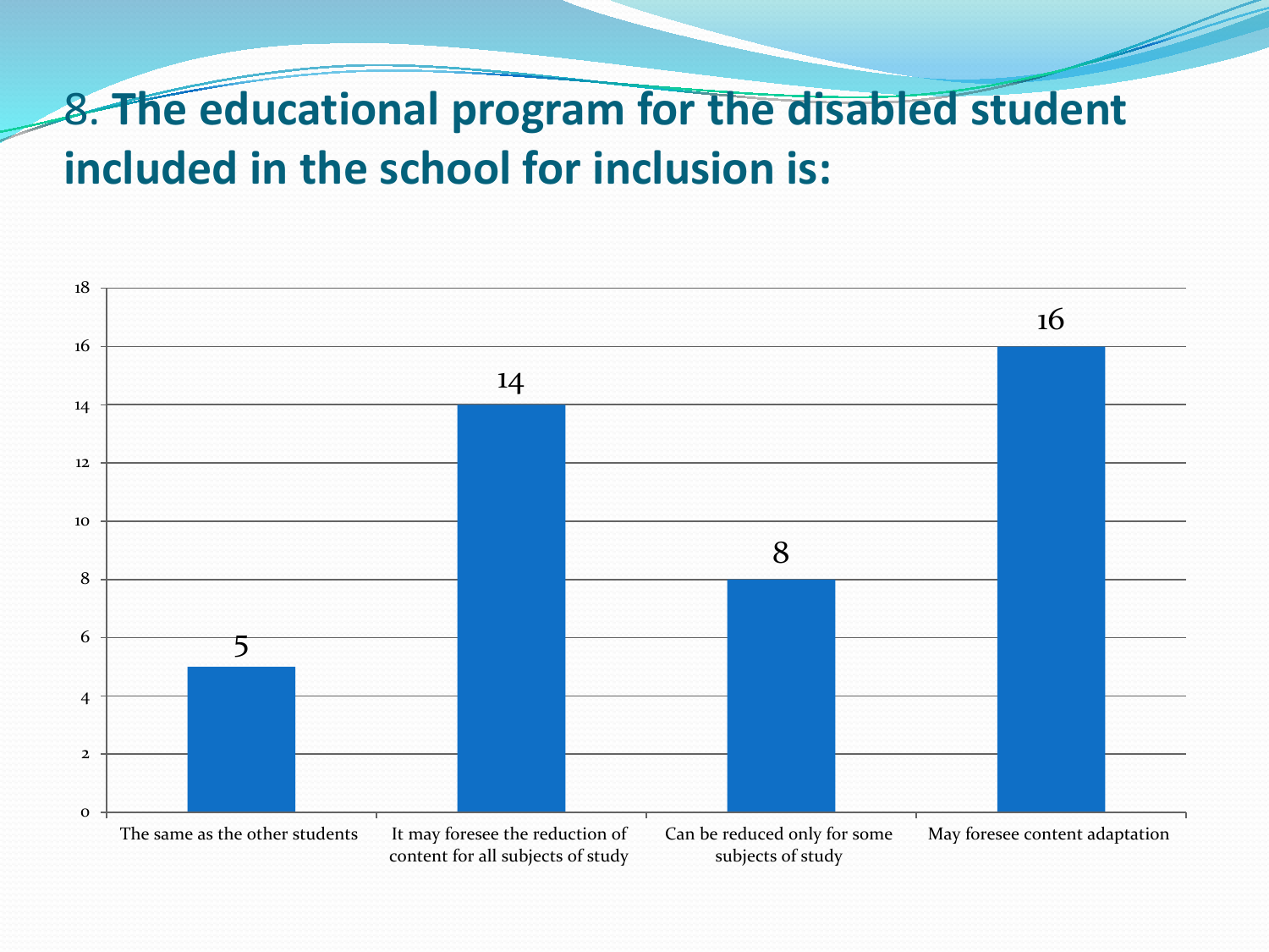# 8. The educational program for the disabled student included in the school for inclusion is:

| Response | Count |
|---|---|
| The same as the other students | 5 |
| It may foresee the reduction of content for all subjects of study | 14 |
| Can be reduced only for some subjects of study | 8 |
| May foresee content adaptation | 16 |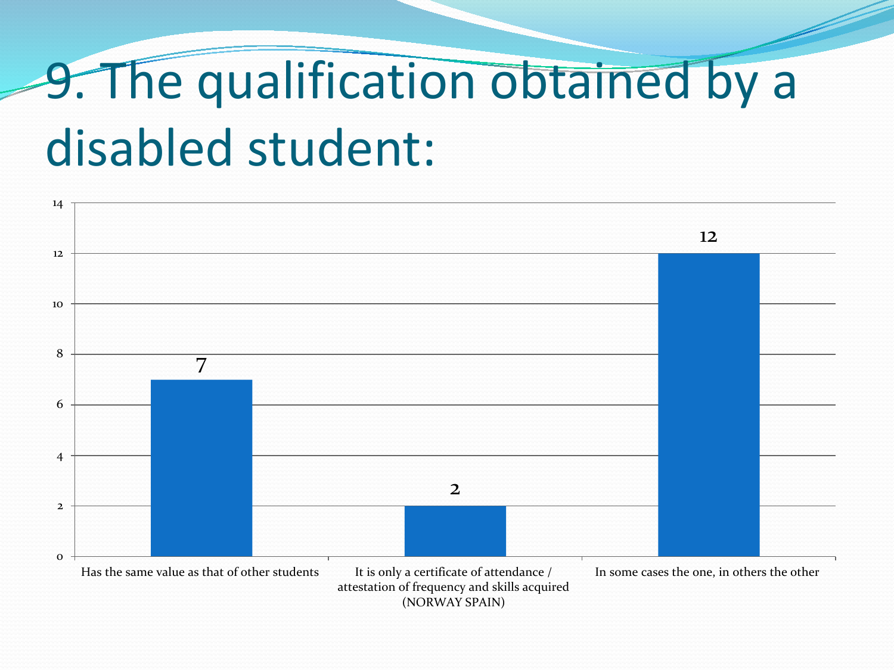# 9. The qualification obtained by a disabled student:

| Response | Value |
|---|---|
| Has the same value as that of other students | 7 |
| It is only a certificate of attendance / attestation of frequency and skills acquired (NORWAY SPAIN) | 2 |
| In some cases the one, in others the other | 12 |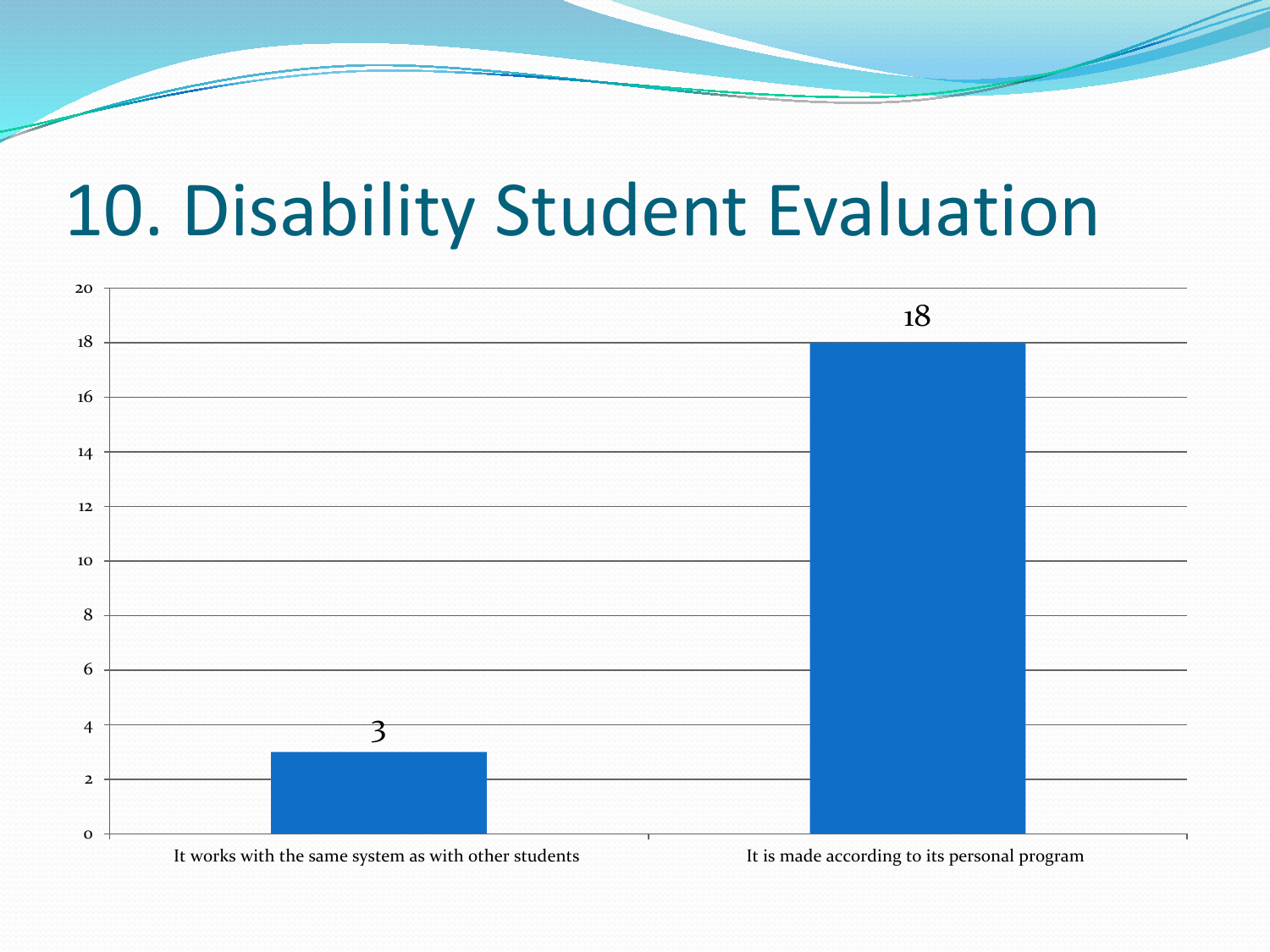# 10. Disability Student Evaluation

| Category | Value |
|---|---|
| It works with the same system as with other students | 3 |
| It is made according to its personal program | 18 |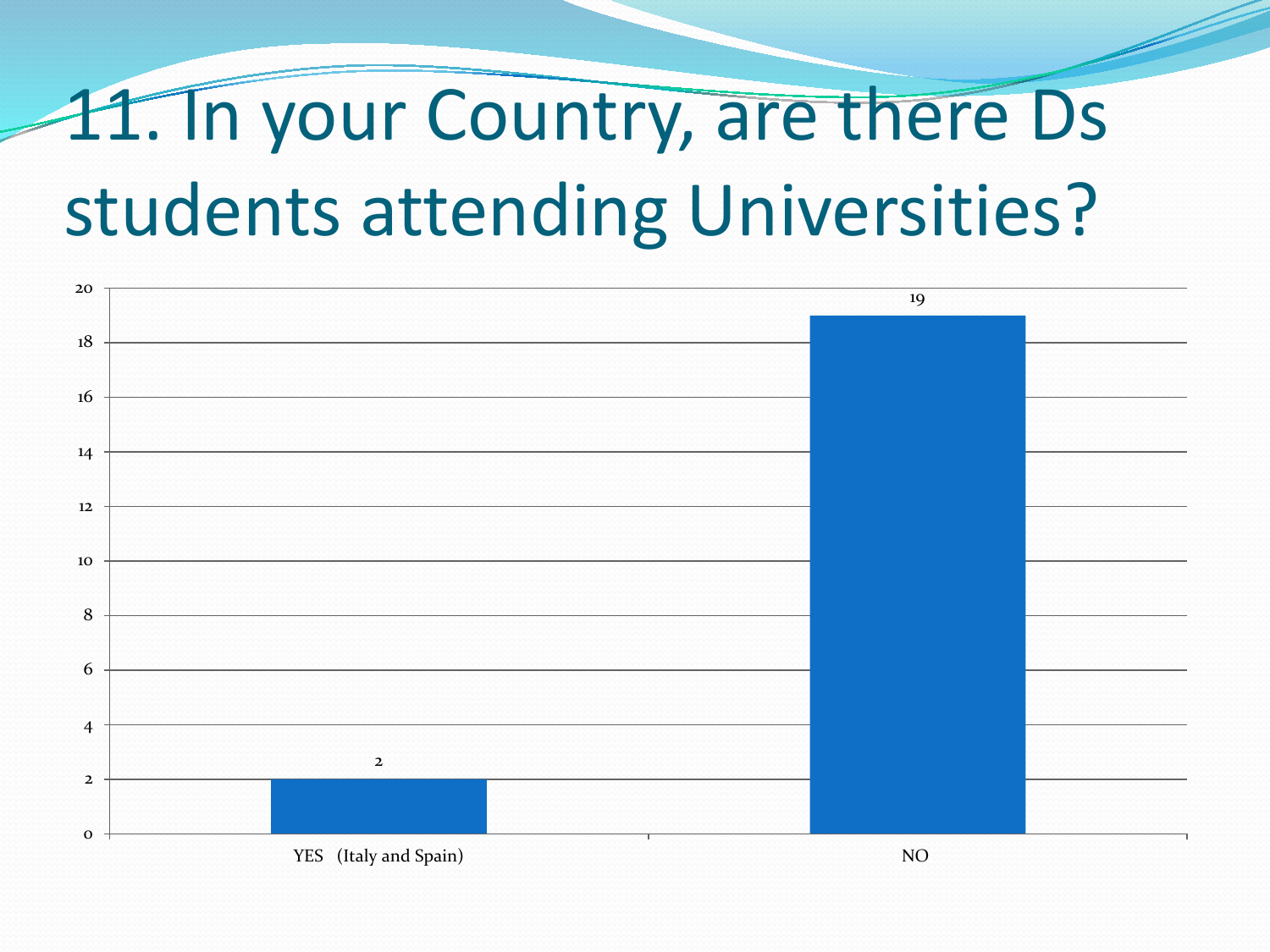# 11. In your Country, are there Ds students attending Universities?

| Answer | Count |
| --- | --- |
| YES (Italy and Spain) | 2 |
| NO | 19 |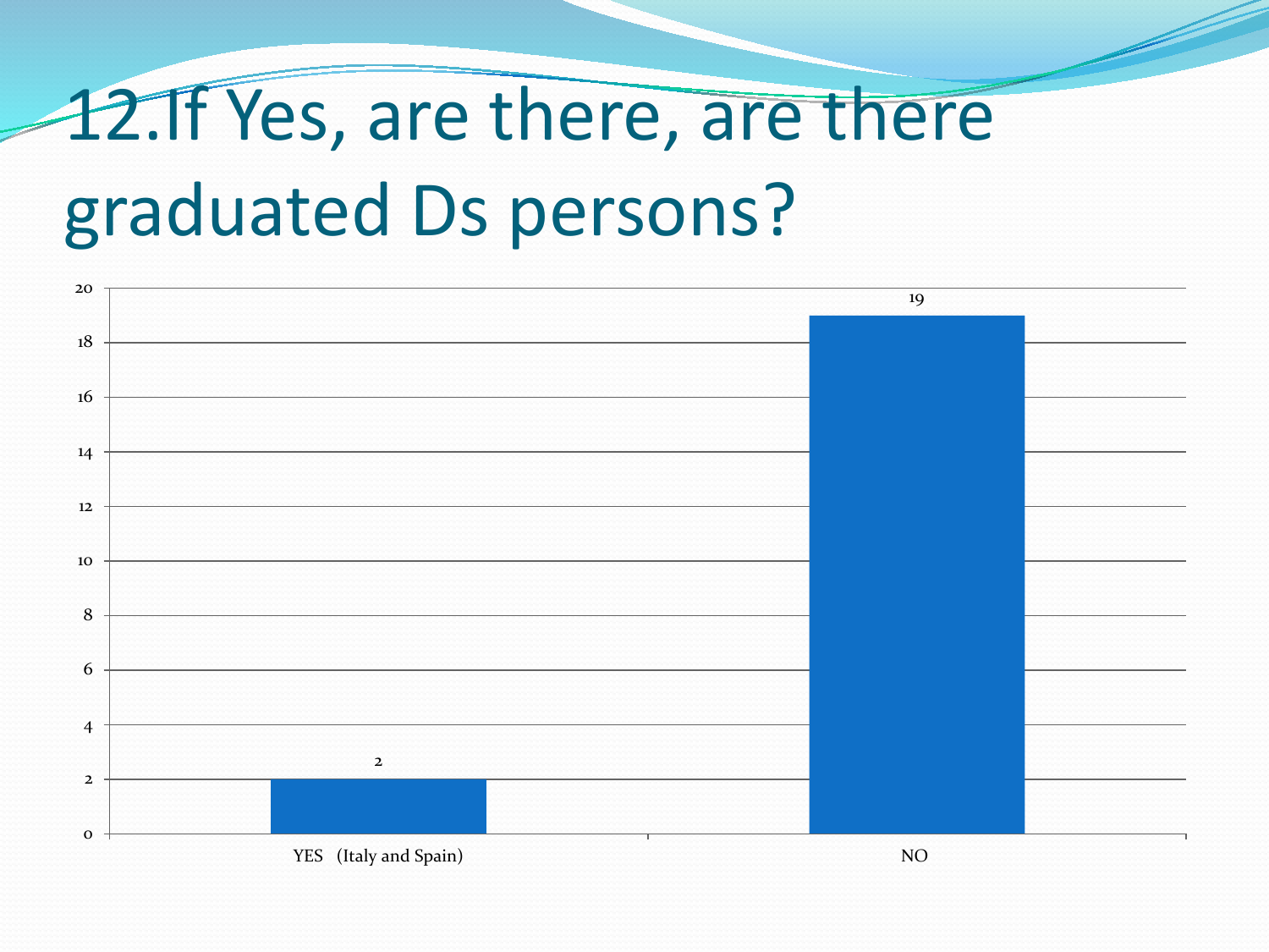# 12.If Yes, are there, are there graduated Ds persons?

| | Count |
|---|---|
| YES (Italy and Spain) | 2 |
| NO | 19 |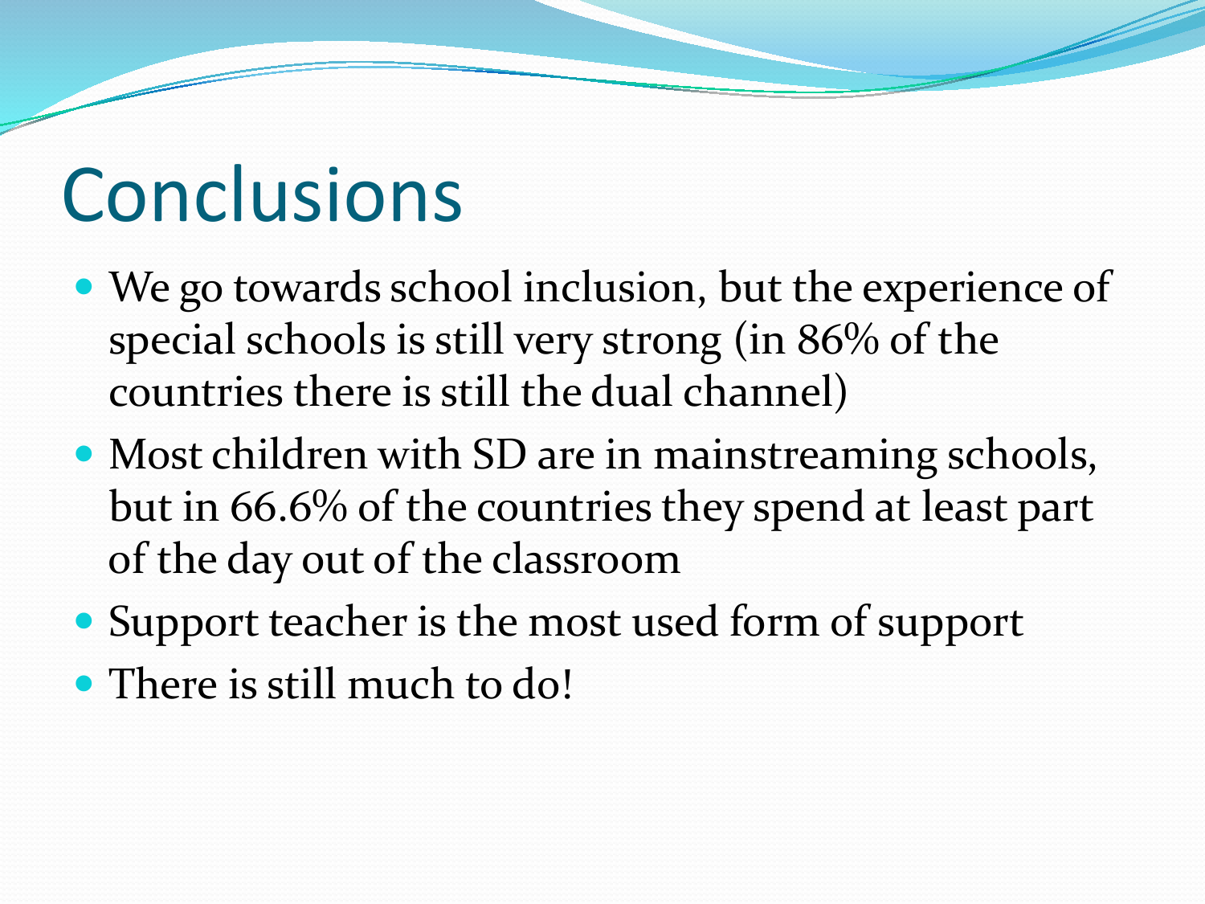# Conclusions

- We go towards school inclusion, but the experience of special schools is still very strong (in 86% of the countries there is still the dual channel)
- Most children with SD are in mainstreaming schools, but in 66.6% of the countries they spend at least part of the day out of the classroom
- Support teacher is the most used form of support
- There is still much to do!